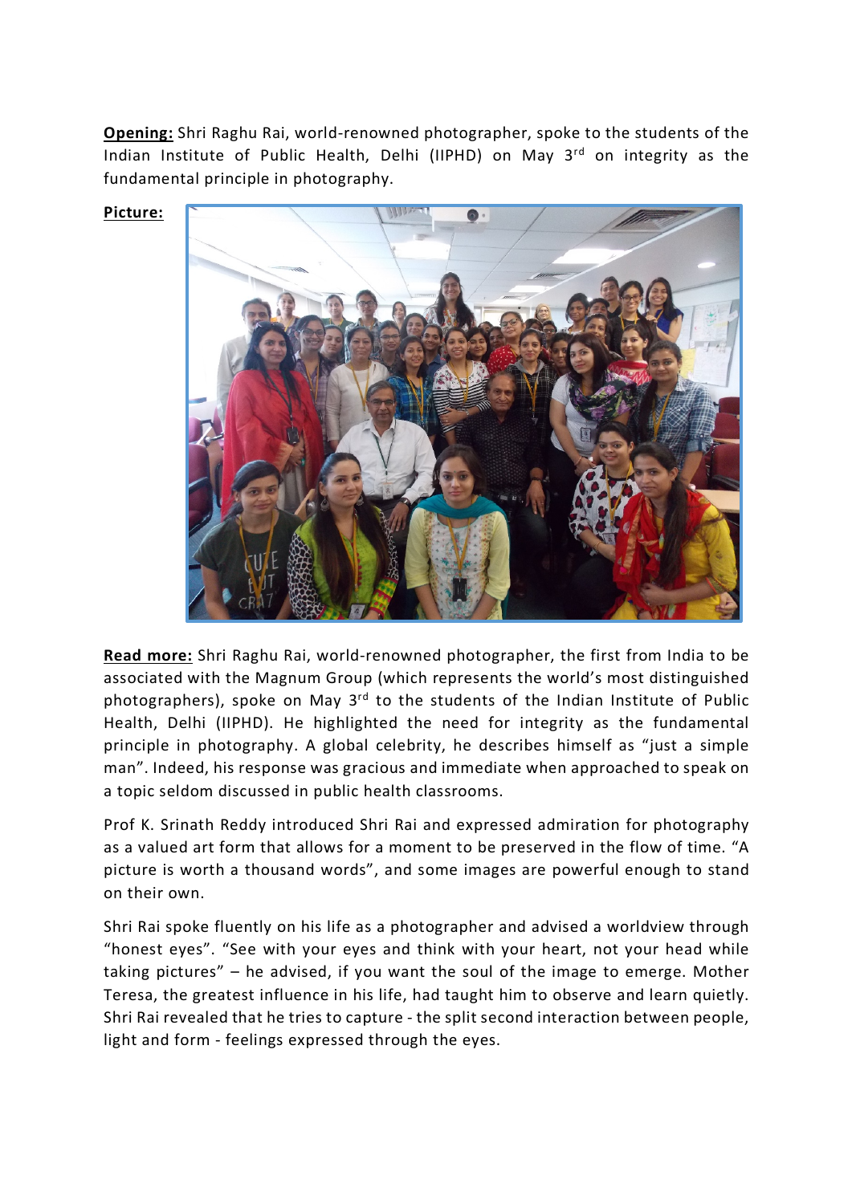**Opening:** Shri Raghu Rai, world-renowned photographer, spoke to the students of the Indian Institute of Public Health, Delhi (IIPHD) on May 3rd on integrity as the fundamental principle in photography.

**Picture:**

**Read more:** Shri Raghu Rai, world-renowned photographer, the first from India to be associated with the Magnum Group (which represents the world's most distinguished photographers), spoke on May 3rd to the students of the Indian Institute of Public Health, Delhi (IIPHD). He highlighted the need for integrity as the fundamental principle in photography. A global celebrity, he describes himself as "just a simple man". Indeed, his response was gracious and immediate when approached to speak on a topic seldom discussed in public health classrooms.

Prof K. Srinath Reddy introduced Shri Rai and expressed admiration for photography as a valued art form that allows for a moment to be preserved in the flow of time. "A picture is worth a thousand words", and some images are powerful enough to stand on their own.

Shri Rai spoke fluently on his life as a photographer and advised a worldview through "honest eyes". "See with your eyes and think with your heart, not your head while taking pictures" – he advised, if you want the soul of the image to emerge. Mother Teresa, the greatest influence in his life, had taught him to observe and learn quietly. Shri Rai revealed that he tries to capture - the split second interaction between people, light and form - feelings expressed through the eyes.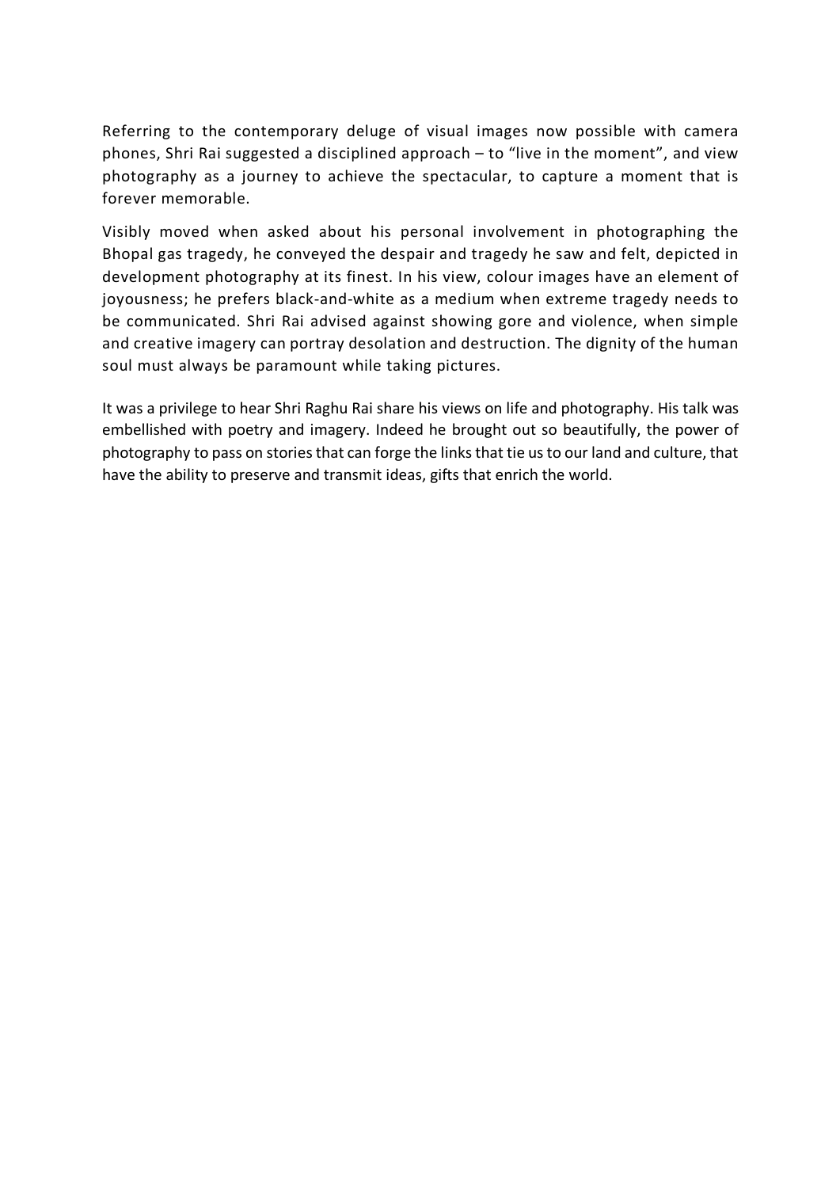Referring to the contemporary deluge of visual images now possible with camera phones, Shri Rai suggested a disciplined approach – to "live in the moment", and view photography as a journey to achieve the spectacular, to capture a moment that is forever memorable.

Visibly moved when asked about his personal involvement in photographing the Bhopal gas tragedy, he conveyed the despair and tragedy he saw and felt, depicted in development photography at its finest. In his view, colour images have an element of joyousness; he prefers black-and-white as a medium when extreme tragedy needs to be communicated. Shri Rai advised against showing gore and violence, when simple and creative imagery can portray desolation and destruction. The dignity of the human soul must always be paramount while taking pictures.

It was a privilege to hear Shri Raghu Rai share his views on life and photography. His talk was embellished with poetry and imagery. Indeed he brought out so beautifully, the power of photography to pass on stories that can forge the links that tie us to our land and culture, that have the ability to preserve and transmit ideas, gifts that enrich the world.